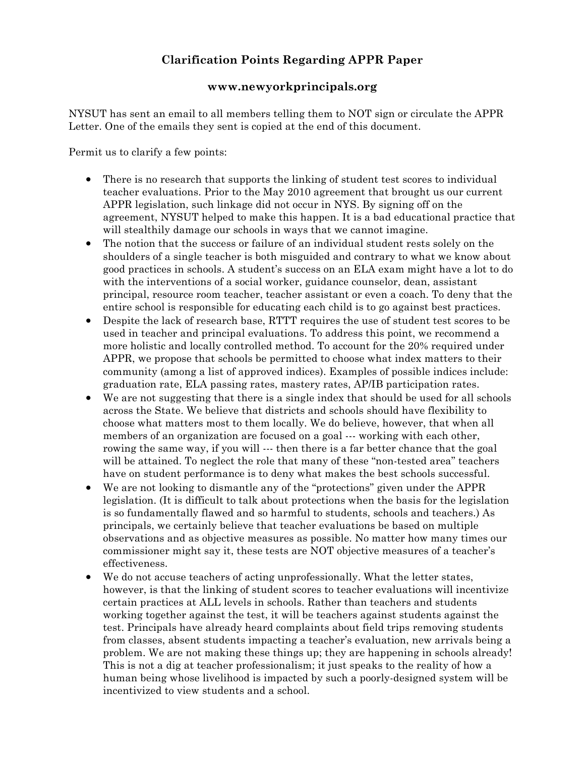# Clarification Points Regarding APPR Paper

**www.newyorkprincipals.org**

NYSUT has sent an email to all members telling them to NOT sign or circulate the APPR Letter. One of the emails they sent is copied at the end of this document.

Permit us to clarify a few points:

- There is no research that supports the linking of student test scores to individual teacher evaluations. Prior to the May 2010 agreement that brought us our current APPR legislation, such linkage did not occur in NYS. By signing off on the agreement, NYSUT helped to make this happen. It is a bad educational practice that will stealthily damage our schools in ways that we cannot imagine.
- The notion that the success or failure of an individual student rests solely on the shoulders of a single teacher is both misguided and contrary to what we know about good practices in schools. A student's success on an ELA exam might have a lot to do with the interventions of a social worker, guidance counselor, dean, assistant principal, resource room teacher, teacher assistant or even a coach. To deny that the entire school is responsible for educating each child is to go against best practices.
- Despite the lack of research base, RTTT requires the use of student test scores to be used in teacher and principal evaluations. To address this point, we recommend a more holistic and locally controlled method. To account for the 20% required under APPR, we propose that schools be permitted to choose what index matters to their community (among a list of approved indices). Examples of possible indices include: graduation rate, ELA passing rates, mastery rates, AP/IB participation rates.
- We are not suggesting that there is a single index that should be used for all schools across the State. We believe that districts and schools should have flexibility to choose what matters most to them locally. We do believe, however, that when all members of an organization are focused on a goal --- working with each other, rowing the same way, if you will --- then there is a far better chance that the goal will be attained. To neglect the role that many of these "non-tested area" teachers have on student performance is to deny what makes the best schools successful.
- We are not looking to dismantle any of the "protections" given under the APPR legislation. (It is difficult to talk about protections when the basis for the legislation is so fundamentally flawed and so harmful to students, schools and teachers.) As principals, we certainly believe that teacher evaluations be based on multiple observations and as objective measures as possible. No matter how many times our commissioner might say it, these tests are NOT objective measures of a teacher's effectiveness.
- We do not accuse teachers of acting unprofessionally. What the letter states, however, is that the linking of student scores to teacher evaluations will incentivize certain practices at ALL levels in schools. Rather than teachers and students working together against the test, it will be teachers against students against the test. Principals have already heard complaints about field trips removing students from classes, absent students impacting a teacher's evaluation, new arrivals being a problem. We are not making these things up; they are happening in schools already! This is not a dig at teacher professionalism; it just speaks to the reality of how a human being whose livelihood is impacted by such a poorly-designed system will be incentivized to view students and a school.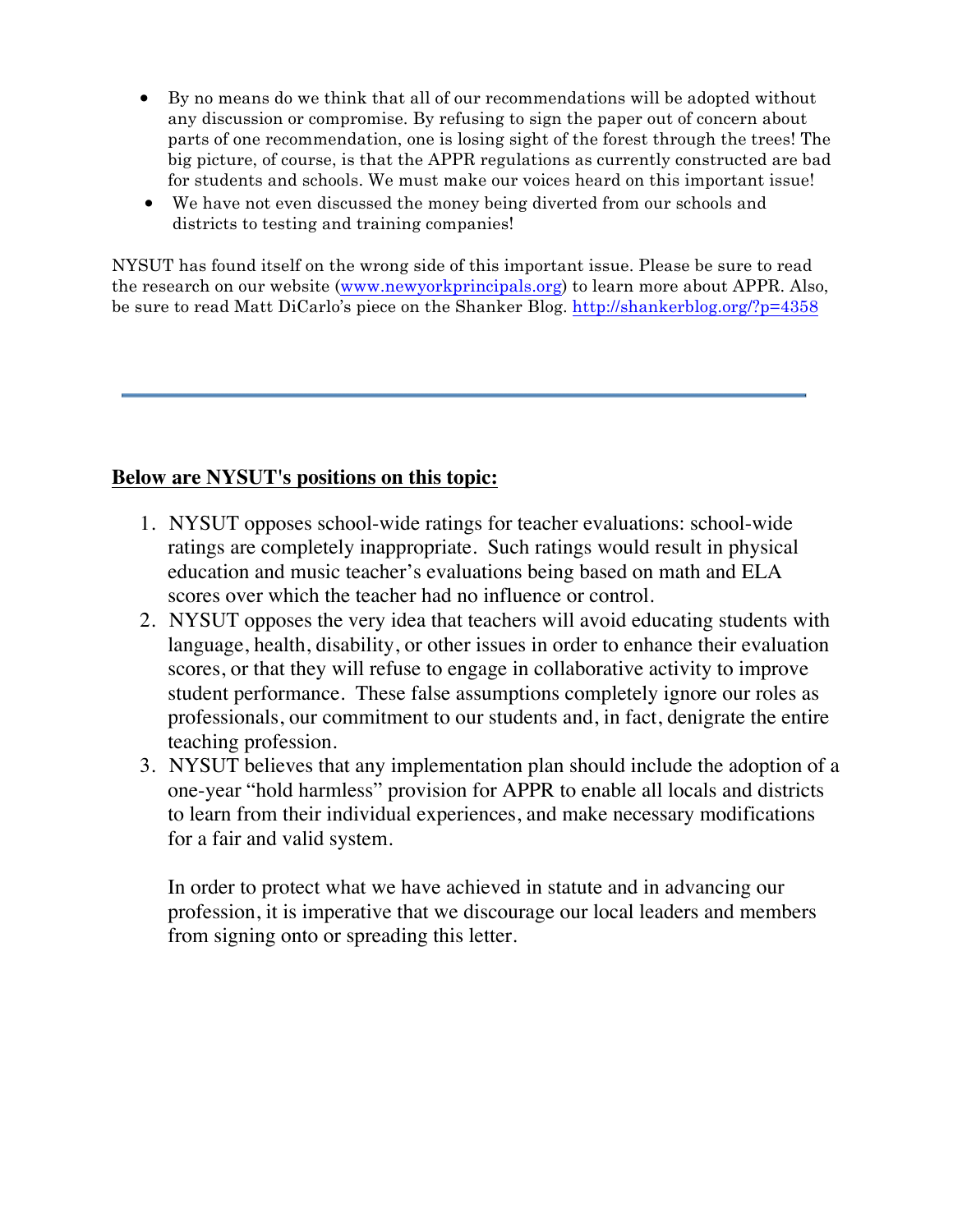- By no means do we think that all of our recommendations will be adopted without any discussion or compromise. By refusing to sign the paper out of concern about parts of one recommendation, one is losing sight of the forest through the trees! The big picture, of course, is that the APPR regulations as currently constructed are bad for students and schools. We must make our voices heard on this important issue!
- We have not even discussed the money being diverted from our schools and districts to testing and training companies!

NYSUT has found itself on the wrong side of this important issue. Please be sure to read the research on our website (www.newyorkprincipals.org) to learn more about APPR. Also, be sure to read Matt DiCarlo's piece on the Shanker Blog. http://shankerblog.org/?p=4358

---

**Below are NYSUT's positions on this topic:**

1. NYSUT opposes school-wide ratings for teacher evaluations: school-wide ratings are completely inappropriate. Such ratings would result in physical education and music teacher's evaluations being based on math and ELA scores over which the teacher had no influence or control.
2. NYSUT opposes the very idea that teachers will avoid educating students with language, health, disability, or other issues in order to enhance their evaluation scores, or that they will refuse to engage in collaborative activity to improve student performance. These false assumptions completely ignore our roles as professionals, our commitment to our students and, in fact, denigrate the entire teaching profession.
3. NYSUT believes that any implementation plan should include the adoption of a one-year "hold harmless" provision for APPR to enable all locals and districts to learn from their individual experiences, and make necessary modifications for a fair and valid system.

   In order to protect what we have achieved in statute and in advancing our profession, it is imperative that we discourage our local leaders and members from signing onto or spreading this letter.